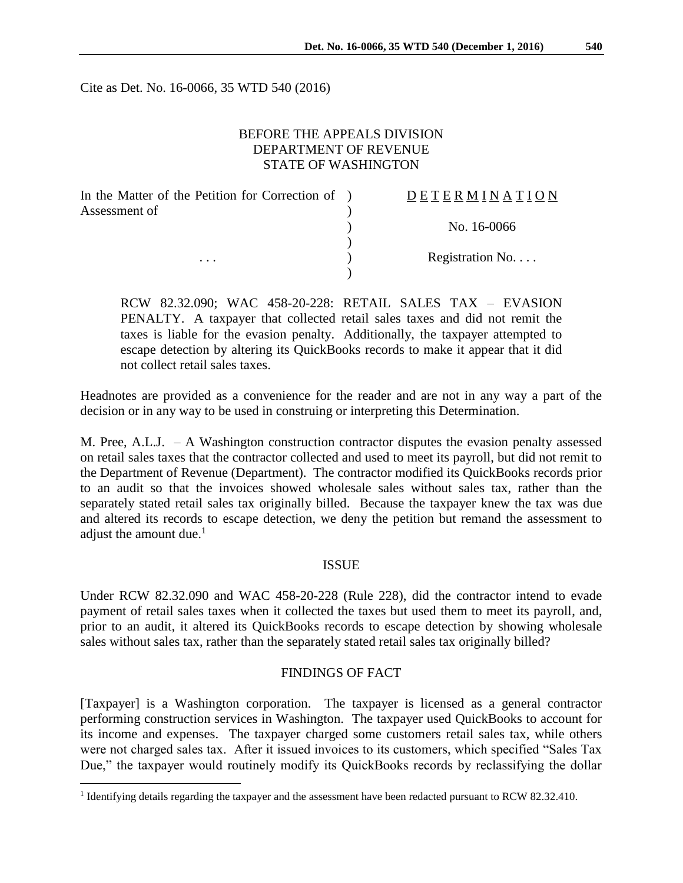Cite as Det. No. 16-0066, 35 WTD 540 (2016)

BEFORE THE APPEALS DIVISION
DEPARTMENT OF REVENUE
STATE OF WASHINGTON

| In the Matter of the Petition for Correction of Assessment of | ) | D E T E R M I N A T I O N |
|---|---|---|
| | ) | No. 16-0066 |
| . . . | ) | Registration No. . . . |

RCW 82.32.090; WAC 458-20-228: RETAIL SALES TAX – EVASION PENALTY. A taxpayer that collected retail sales taxes and did not remit the taxes is liable for the evasion penalty. Additionally, the taxpayer attempted to escape detection by altering its QuickBooks records to make it appear that it did not collect retail sales taxes.

Headnotes are provided as a convenience for the reader and are not in any way a part of the decision or in any way to be used in construing or interpreting this Determination.

M. Pree, A.L.J. – A Washington construction contractor disputes the evasion penalty assessed on retail sales taxes that the contractor collected and used to meet its payroll, but did not remit to the Department of Revenue (Department). The contractor modified its QuickBooks records prior to an audit so that the invoices showed wholesale sales without sales tax, rather than the separately stated retail sales tax originally billed. Because the taxpayer knew the tax was due and altered its records to escape detection, we deny the petition but remand the assessment to adjust the amount due.[1]

## ISSUE

Under RCW 82.32.090 and WAC 458-20-228 (Rule 228), did the contractor intend to evade payment of retail sales taxes when it collected the taxes but used them to meet its payroll, and, prior to an audit, it altered its QuickBooks records to escape detection by showing wholesale sales without sales tax, rather than the separately stated retail sales tax originally billed?

## FINDINGS OF FACT

[Taxpayer] is a Washington corporation. The taxpayer is licensed as a general contractor performing construction services in Washington. The taxpayer used QuickBooks to account for its income and expenses. The taxpayer charged some customers retail sales tax, while others were not charged sales tax. After it issued invoices to its customers, which specified "Sales Tax Due," the taxpayer would routinely modify its QuickBooks records by reclassifying the dollar

[1] Identifying details regarding the taxpayer and the assessment have been redacted pursuant to RCW 82.32.410.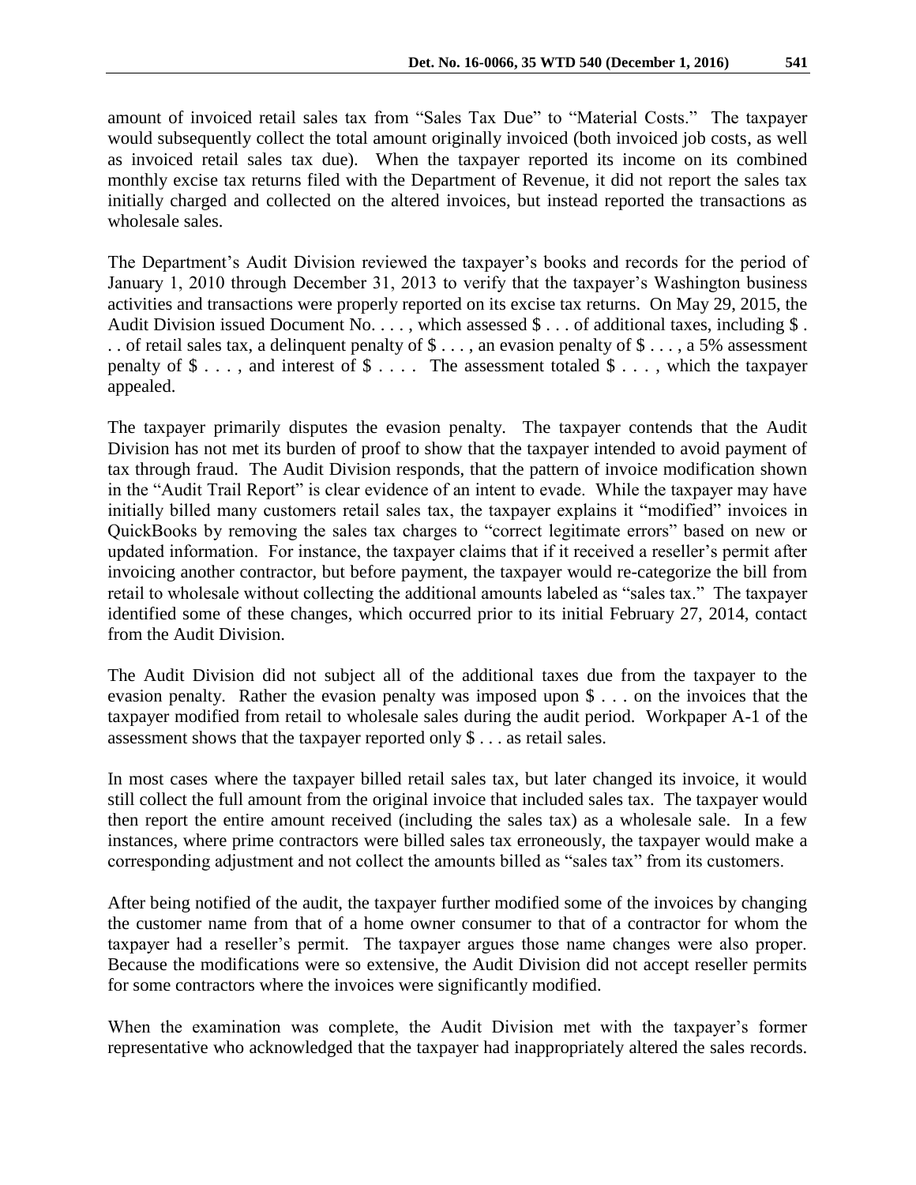amount of invoiced retail sales tax from "Sales Tax Due" to "Material Costs." The taxpayer would subsequently collect the total amount originally invoiced (both invoiced job costs, as well as invoiced retail sales tax due). When the taxpayer reported its income on its combined monthly excise tax returns filed with the Department of Revenue, it did not report the sales tax initially charged and collected on the altered invoices, but instead reported the transactions as wholesale sales.

The Department's Audit Division reviewed the taxpayer's books and records for the period of January 1, 2010 through December 31, 2013 to verify that the taxpayer's Washington business activities and transactions were properly reported on its excise tax returns. On May 29, 2015, the Audit Division issued Document No. . . . , which assessed $ . . . of additional taxes, including $ . . . of retail sales tax, a delinquent penalty of $ . . . , an evasion penalty of $ . . . , a 5% assessment penalty of $ . . . , and interest of $ . . . . The assessment totaled $ . . . , which the taxpayer appealed.

The taxpayer primarily disputes the evasion penalty. The taxpayer contends that the Audit Division has not met its burden of proof to show that the taxpayer intended to avoid payment of tax through fraud. The Audit Division responds, that the pattern of invoice modification shown in the "Audit Trail Report" is clear evidence of an intent to evade. While the taxpayer may have initially billed many customers retail sales tax, the taxpayer explains it "modified" invoices in QuickBooks by removing the sales tax charges to "correct legitimate errors" based on new or updated information. For instance, the taxpayer claims that if it received a reseller's permit after invoicing another contractor, but before payment, the taxpayer would re-categorize the bill from retail to wholesale without collecting the additional amounts labeled as "sales tax." The taxpayer identified some of these changes, which occurred prior to its initial February 27, 2014, contact from the Audit Division.

The Audit Division did not subject all of the additional taxes due from the taxpayer to the evasion penalty. Rather the evasion penalty was imposed upon $ . . . on the invoices that the taxpayer modified from retail to wholesale sales during the audit period. Workpaper A-1 of the assessment shows that the taxpayer reported only $ . . . as retail sales.

In most cases where the taxpayer billed retail sales tax, but later changed its invoice, it would still collect the full amount from the original invoice that included sales tax. The taxpayer would then report the entire amount received (including the sales tax) as a wholesale sale. In a few instances, where prime contractors were billed sales tax erroneously, the taxpayer would make a corresponding adjustment and not collect the amounts billed as "sales tax" from its customers.

After being notified of the audit, the taxpayer further modified some of the invoices by changing the customer name from that of a home owner consumer to that of a contractor for whom the taxpayer had a reseller's permit. The taxpayer argues those name changes were also proper. Because the modifications were so extensive, the Audit Division did not accept reseller permits for some contractors where the invoices were significantly modified.

When the examination was complete, the Audit Division met with the taxpayer's former representative who acknowledged that the taxpayer had inappropriately altered the sales records.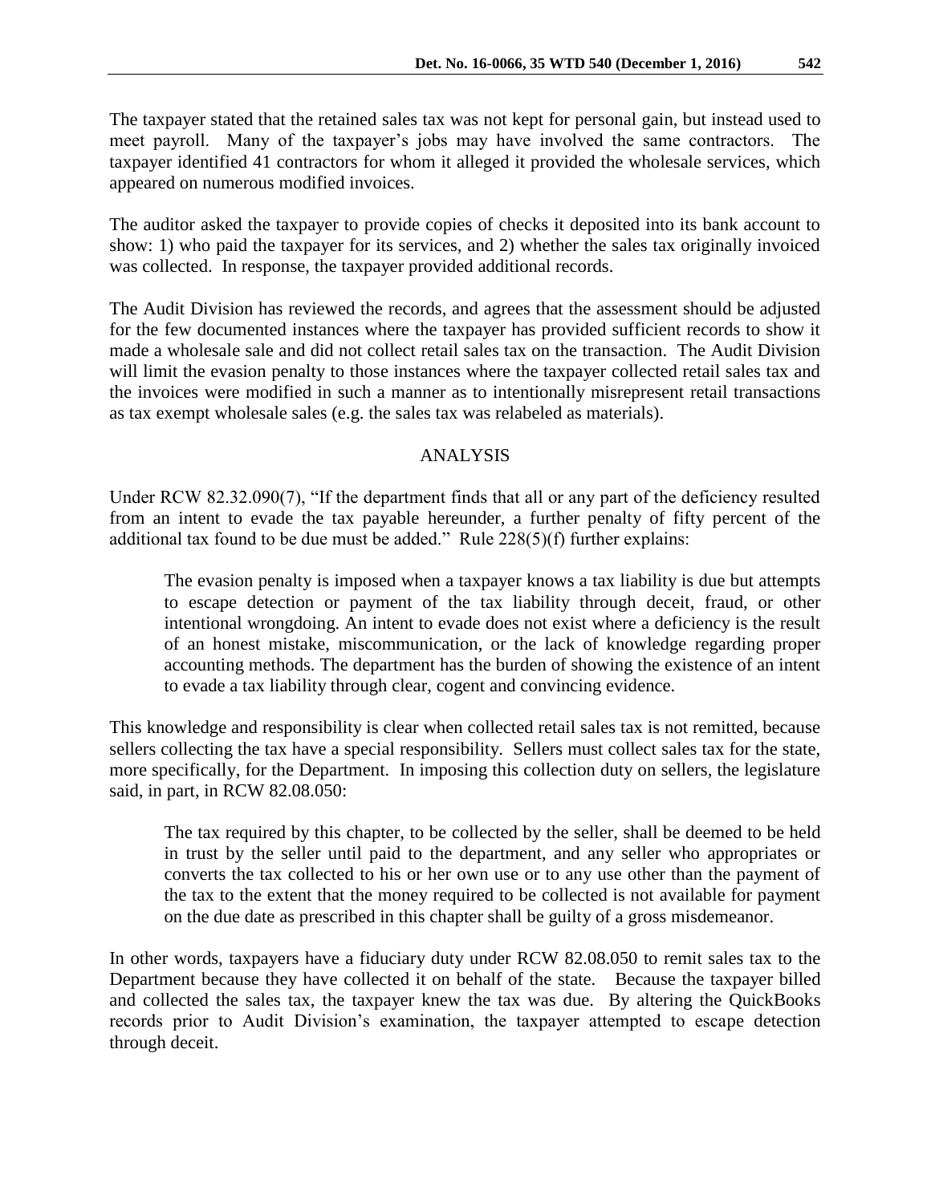The taxpayer stated that the retained sales tax was not kept for personal gain, but instead used to meet payroll. Many of the taxpayer's jobs may have involved the same contractors. The taxpayer identified 41 contractors for whom it alleged it provided the wholesale services, which appeared on numerous modified invoices.

The auditor asked the taxpayer to provide copies of checks it deposited into its bank account to show: 1) who paid the taxpayer for its services, and 2) whether the sales tax originally invoiced was collected. In response, the taxpayer provided additional records.

The Audit Division has reviewed the records, and agrees that the assessment should be adjusted for the few documented instances where the taxpayer has provided sufficient records to show it made a wholesale sale and did not collect retail sales tax on the transaction. The Audit Division will limit the evasion penalty to those instances where the taxpayer collected retail sales tax and the invoices were modified in such a manner as to intentionally misrepresent retail transactions as tax exempt wholesale sales (e.g. the sales tax was relabeled as materials).

## ANALYSIS

Under RCW 82.32.090(7), "If the department finds that all or any part of the deficiency resulted from an intent to evade the tax payable hereunder, a further penalty of fifty percent of the additional tax found to be due must be added." Rule 228(5)(f) further explains:

> The evasion penalty is imposed when a taxpayer knows a tax liability is due but attempts to escape detection or payment of the tax liability through deceit, fraud, or other intentional wrongdoing. An intent to evade does not exist where a deficiency is the result of an honest mistake, miscommunication, or the lack of knowledge regarding proper accounting methods. The department has the burden of showing the existence of an intent to evade a tax liability through clear, cogent and convincing evidence.

This knowledge and responsibility is clear when collected retail sales tax is not remitted, because sellers collecting the tax have a special responsibility. Sellers must collect sales tax for the state, more specifically, for the Department. In imposing this collection duty on sellers, the legislature said, in part, in RCW 82.08.050:

> The tax required by this chapter, to be collected by the seller, shall be deemed to be held in trust by the seller until paid to the department, and any seller who appropriates or converts the tax collected to his or her own use or to any use other than the payment of the tax to the extent that the money required to be collected is not available for payment on the due date as prescribed in this chapter shall be guilty of a gross misdemeanor.

In other words, taxpayers have a fiduciary duty under RCW 82.08.050 to remit sales tax to the Department because they have collected it on behalf of the state. Because the taxpayer billed and collected the sales tax, the taxpayer knew the tax was due. By altering the QuickBooks records prior to Audit Division's examination, the taxpayer attempted to escape detection through deceit.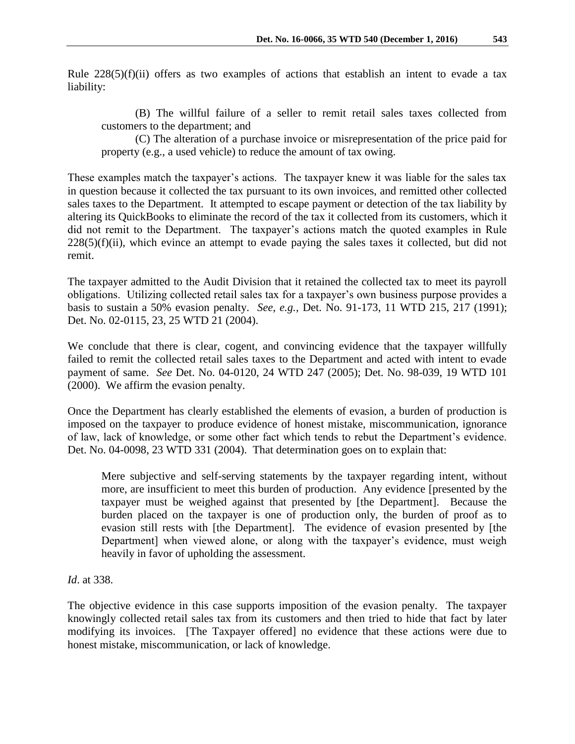Rule 228(5)(f)(ii) offers as two examples of actions that establish an intent to evade a tax liability:

> (B) The willful failure of a seller to remit retail sales taxes collected from customers to the department; and
>
> (C) The alteration of a purchase invoice or misrepresentation of the price paid for property (e.g., a used vehicle) to reduce the amount of tax owing.

These examples match the taxpayer's actions. The taxpayer knew it was liable for the sales tax in question because it collected the tax pursuant to its own invoices, and remitted other collected sales taxes to the Department. It attempted to escape payment or detection of the tax liability by altering its QuickBooks to eliminate the record of the tax it collected from its customers, which it did not remit to the Department. The taxpayer's actions match the quoted examples in Rule 228(5)(f)(ii), which evince an attempt to evade paying the sales taxes it collected, but did not remit.

The taxpayer admitted to the Audit Division that it retained the collected tax to meet its payroll obligations. Utilizing collected retail sales tax for a taxpayer's own business purpose provides a basis to sustain a 50% evasion penalty. *See, e.g.,* Det. No. 91-173, 11 WTD 215, 217 (1991); Det. No. 02-0115, 23, 25 WTD 21 (2004).

We conclude that there is clear, cogent, and convincing evidence that the taxpayer willfully failed to remit the collected retail sales taxes to the Department and acted with intent to evade payment of same. *See* Det. No. 04-0120, 24 WTD 247 (2005); Det. No. 98-039, 19 WTD 101 (2000). We affirm the evasion penalty.

Once the Department has clearly established the elements of evasion, a burden of production is imposed on the taxpayer to produce evidence of honest mistake, miscommunication, ignorance of law, lack of knowledge, or some other fact which tends to rebut the Department's evidence. Det. No. 04-0098, 23 WTD 331 (2004). That determination goes on to explain that:

> Mere subjective and self-serving statements by the taxpayer regarding intent, without more, are insufficient to meet this burden of production. Any evidence [presented by the taxpayer must be weighed against that presented by [the Department]. Because the burden placed on the taxpayer is one of production only, the burden of proof as to evasion still rests with [the Department]. The evidence of evasion presented by [the Department] when viewed alone, or along with the taxpayer's evidence, must weigh heavily in favor of upholding the assessment.

*Id*. at 338.

The objective evidence in this case supports imposition of the evasion penalty. The taxpayer knowingly collected retail sales tax from its customers and then tried to hide that fact by later modifying its invoices. [The Taxpayer offered] no evidence that these actions were due to honest mistake, miscommunication, or lack of knowledge.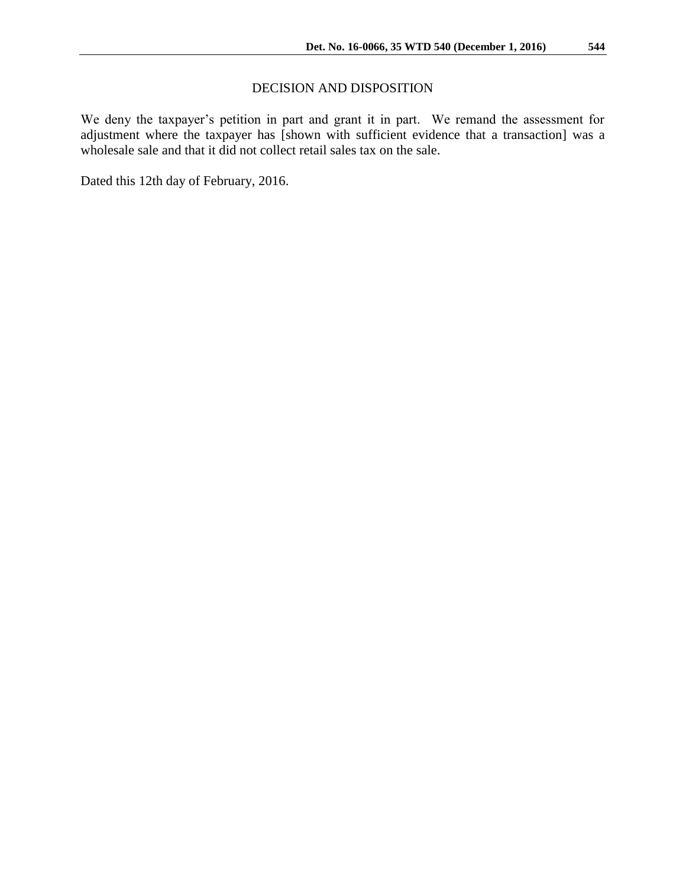## DECISION AND DISPOSITION

We deny the taxpayer's petition in part and grant it in part. We remand the assessment for adjustment where the taxpayer has [shown with sufficient evidence that a transaction] was a wholesale sale and that it did not collect retail sales tax on the sale.

Dated this 12th day of February, 2016.